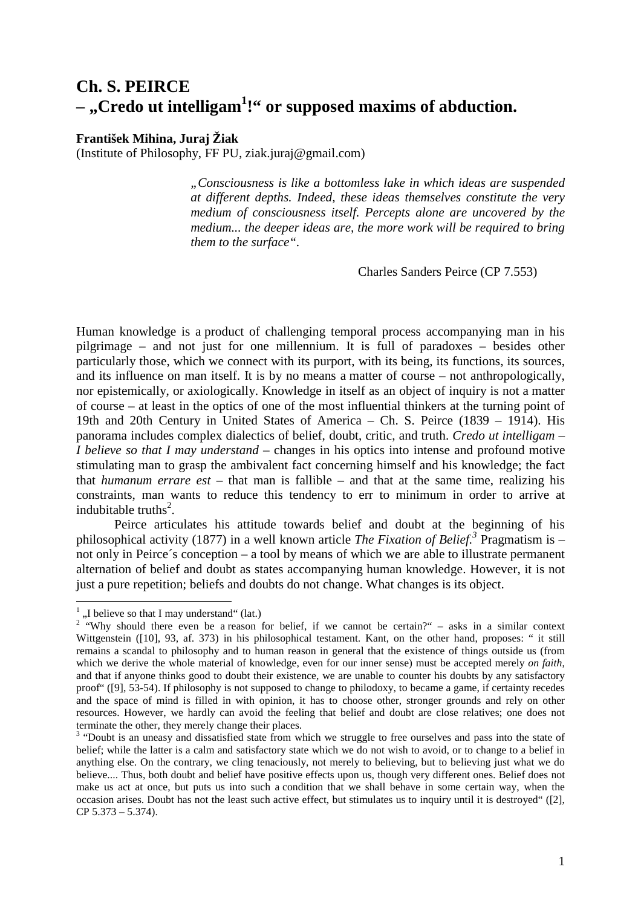# Ch. S. PEIRCE
# – „Credo ut intelligam[1]!" or supposed maxims of abduction.

**František Mihina, Juraj Žiak**
(Institute of Philosophy, FF PU, ziak.juraj@gmail.com)

> *„Consciousness is like a bottomless lake in which ideas are suspended at different depths. Indeed, these ideas themselves constitute the very medium of consciousness itself. Percepts alone are uncovered by the medium... the deeper ideas are, the more work will be required to bring them to the surface".*
>
> Charles Sanders Peirce (CP 7.553)

Human knowledge is a product of challenging temporal process accompanying man in his pilgrimage – and not just for one millennium. It is full of paradoxes – besides other particularly those, which we connect with its purport, with its being, its functions, its sources, and its influence on man itself. It is by no means a matter of course – not anthropologically, nor epistemically, or axiologically. Knowledge in itself as an object of inquiry is not a matter of course – at least in the optics of one of the most influential thinkers at the turning point of 19th and 20th Century in United States of America – Ch. S. Peirce (1839 – 1914). His panorama includes complex dialectics of belief, doubt, critic, and truth. *Credo ut intelligam – I believe so that I may understand* – changes in his optics into intense and profound motive stimulating man to grasp the ambivalent fact concerning himself and his knowledge; the fact that *humanum errare est* – that man is fallible – and that at the same time, realizing his constraints, man wants to reduce this tendency to err to minimum in order to arrive at indubitable truths[2].

Peirce articulates his attitude towards belief and doubt at the beginning of his philosophical activity (1877) in a well known article *The Fixation of Belief.*[3] Pragmatism is – not only in Peirce´s conception – a tool by means of which we are able to illustrate permanent alternation of belief and doubt as states accompanying human knowledge. However, it is not just a pure repetition; beliefs and doubts do not change. What changes is its object.

---

[1] „I believe so that I may understand" (lat.)

[2] "Why should there even be a reason for belief, if we cannot be certain?" – asks in a similar context Wittgenstein ([10], 93, af. 373) in his philosophical testament. Kant, on the other hand, proposes: " it still remains a scandal to philosophy and to human reason in general that the existence of things outside us (from which we derive the whole material of knowledge, even for our inner sense) must be accepted merely *on faith*, and that if anyone thinks good to doubt their existence, we are unable to counter his doubts by any satisfactory proof" ([9], 53-54). If philosophy is not supposed to change to philodoxy, to became a game, if certainty recedes and the space of mind is filled in with opinion, it has to choose other, stronger grounds and rely on other resources. However, we hardly can avoid the feeling that belief and doubt are close relatives; one does not terminate the other, they merely change their places.

[3] "Doubt is an uneasy and dissatisfied state from which we struggle to free ourselves and pass into the state of belief; while the latter is a calm and satisfactory state which we do not wish to avoid, or to change to a belief in anything else. On the contrary, we cling tenaciously, not merely to believing, but to believing just what we do believe.... Thus, both doubt and belief have positive effects upon us, though very different ones. Belief does not make us act at once, but puts us into such a condition that we shall behave in some certain way, when the occasion arises. Doubt has not the least such active effect, but stimulates us to inquiry until it is destroyed" ([2], CP 5.373 – 5.374).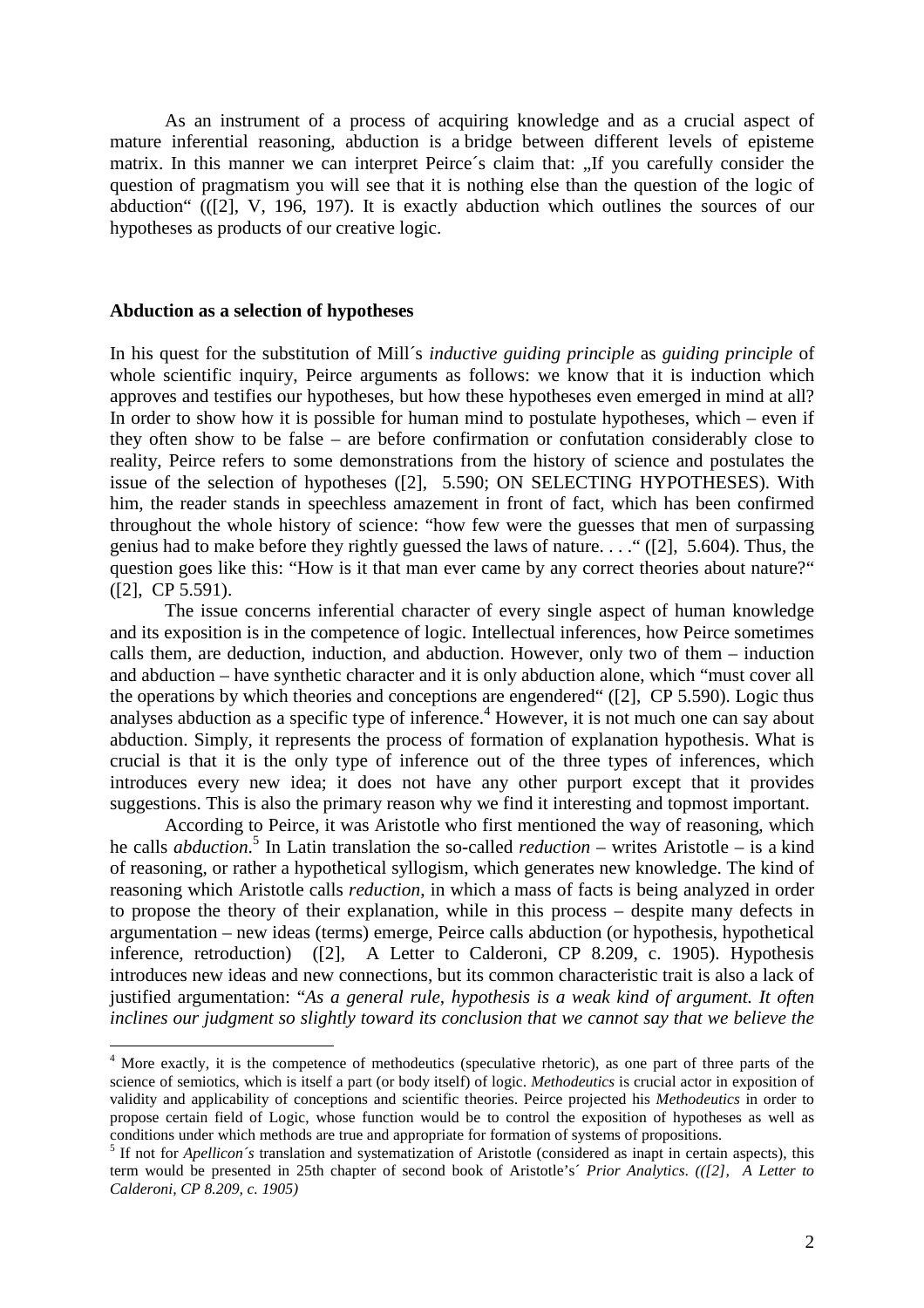As an instrument of a process of acquiring knowledge and as a crucial aspect of mature inferential reasoning, abduction is a bridge between different levels of episteme matrix. In this manner we can interpret Peirce´s claim that: „If you carefully consider the question of pragmatism you will see that it is nothing else than the question of the logic of abduction“ (([2], V, 196, 197). It is exactly abduction which outlines the sources of our hypotheses as products of our creative logic.

**Abduction as a selection of hypotheses**

In his quest for the substitution of Mill´s *inductive guiding principle* as *guiding principle* of whole scientific inquiry, Peirce arguments as follows: we know that it is induction which approves and testifies our hypotheses, but how these hypotheses even emerged in mind at all? In order to show how it is possible for human mind to postulate hypotheses, which – even if they often show to be false – are before confirmation or confutation considerably close to reality, Peirce refers to some demonstrations from the history of science and postulates the issue of the selection of hypotheses ([2], 5.590; ON SELECTING HYPOTHESES). With him, the reader stands in speechless amazement in front of fact, which has been confirmed throughout the whole history of science: "how few were the guesses that men of surpassing genius had to make before they rightly guessed the laws of nature. . . ." ([2], 5.604). Thus, the question goes like this: "How is it that man ever came by any correct theories about nature?" ([2], CP 5.591).

The issue concerns inferential character of every single aspect of human knowledge and its exposition is in the competence of logic. Intellectual inferences, how Peirce sometimes calls them, are deduction, induction, and abduction. However, only two of them – induction and abduction – have synthetic character and it is only abduction alone, which "must cover all the operations by which theories and conceptions are engendered" ([2], CP 5.590). Logic thus analyses abduction as a specific type of inference.[4] However, it is not much one can say about abduction. Simply, it represents the process of formation of explanation hypothesis. What is crucial is that it is the only type of inference out of the three types of inferences, which introduces every new idea; it does not have any other purport except that it provides suggestions. This is also the primary reason why we find it interesting and topmost important.

According to Peirce, it was Aristotle who first mentioned the way of reasoning, which he calls *abduction*.[5] In Latin translation the so-called *reduction* – writes Aristotle – is a kind of reasoning, or rather a hypothetical syllogism, which generates new knowledge. The kind of reasoning which Aristotle calls *reduction*, in which a mass of facts is being analyzed in order to propose the theory of their explanation, while in this process – despite many defects in argumentation – new ideas (terms) emerge, Peirce calls abduction (or hypothesis, hypothetical inference, retroduction) ([2], A Letter to Calderoni, CP 8.209, c. 1905). Hypothesis introduces new ideas and new connections, but its common characteristic trait is also a lack of justified argumentation: "*As a general rule, hypothesis is a weak kind of argument. It often inclines our judgment so slightly toward its conclusion that we cannot say that we believe the*

---

[4] More exactly, it is the competence of methodeutics (speculative rhetoric), as one part of three parts of the science of semiotics, which is itself a part (or body itself) of logic. *Methodeutics* is crucial actor in exposition of validity and applicability of conceptions and scientific theories. Peirce projected his *Methodeutics* in order to propose certain field of Logic, whose function would be to control the exposition of hypotheses as well as conditions under which methods are true and appropriate for formation of systems of propositions.

[5] If not for *Apellicon´s* translation and systematization of Aristotle (considered as inapt in certain aspects), this term would be presented in 25th chapter of second book of Aristotle's´ *Prior Analytics. (([2], A Letter to Calderoni, CP 8.209, c. 1905)*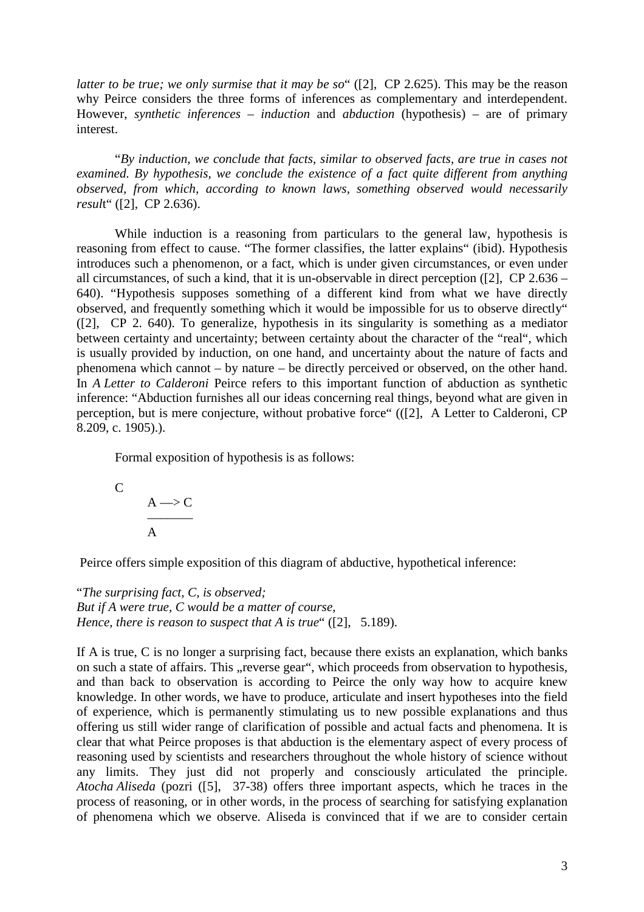*latter to be true; we only surmise that it may be so*" ([2], CP 2.625). This may be the reason why Peirce considers the three forms of inferences as complementary and interdependent. However, *synthetic inferences* – *induction* and *abduction* (hypothesis) – are of primary interest.

"*By induction, we conclude that facts, similar to observed facts, are true in cases not examined. By hypothesis, we conclude the existence of a fact quite different from anything observed, from which, according to known laws, something observed would necessarily result*" ([2], CP 2.636).

While induction is a reasoning from particulars to the general law, hypothesis is reasoning from effect to cause. "The former classifies, the latter explains" (ibid). Hypothesis introduces such a phenomenon, or a fact, which is under given circumstances, or even under all circumstances, of such a kind, that it is un-observable in direct perception ([2], CP 2.636 – 640). "Hypothesis supposes something of a different kind from what we have directly observed, and frequently something which it would be impossible for us to observe directly" ([2], CP 2. 640). To generalize, hypothesis in its singularity is something as a mediator between certainty and uncertainty; between certainty about the character of the "real", which is usually provided by induction, on one hand, and uncertainty about the nature of facts and phenomena which cannot – by nature – be directly perceived or observed, on the other hand. In *A Letter to Calderoni* Peirce refers to this important function of abduction as synthetic inference: "Abduction furnishes all our ideas concerning real things, beyond what are given in perception, but is mere conjecture, without probative force" (([2], A Letter to Calderoni, CP 8.209, c. 1905).).

Formal exposition of hypothesis is as follows:

$$\begin{array}{l} C \\ \quad A \longrightarrow C \\ \quad \overline{\qquad\quad} \\ \quad A \end{array}$$

Peirce offers simple exposition of this diagram of abductive, hypothetical inference:

"*The surprising fact, C, is observed;*
*But if A were true, C would be a matter of course,*
*Hence, there is reason to suspect that A is true*" ([2], 5.189).

If A is true, C is no longer a surprising fact, because there exists an explanation, which banks on such a state of affairs. This „reverse gear", which proceeds from observation to hypothesis, and than back to observation is according to Peirce the only way how to acquire knew knowledge. In other words, we have to produce, articulate and insert hypotheses into the field of experience, which is permanently stimulating us to new possible explanations and thus offering us still wider range of clarification of possible and actual facts and phenomena. It is clear that what Peirce proposes is that abduction is the elementary aspect of every process of reasoning used by scientists and researchers throughout the whole history of science without any limits. They just did not properly and consciously articulated the principle. *Atocha Aliseda* (pozri ([5], 37-38) offers three important aspects, which he traces in the process of reasoning, or in other words, in the process of searching for satisfying explanation of phenomena which we observe. Aliseda is convinced that if we are to consider certain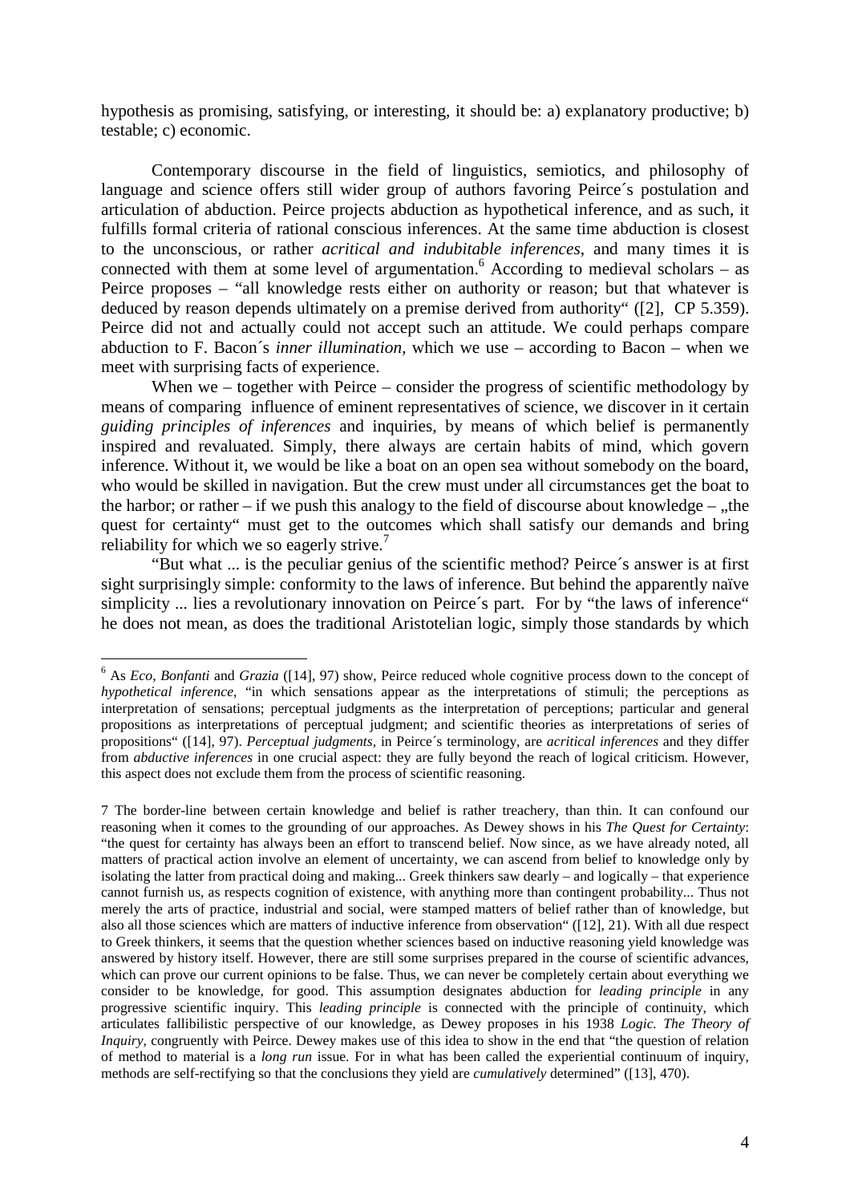hypothesis as promising, satisfying, or interesting, it should be: a) explanatory productive; b) testable; c) economic.

Contemporary discourse in the field of linguistics, semiotics, and philosophy of language and science offers still wider group of authors favoring Peirce´s postulation and articulation of abduction. Peirce projects abduction as hypothetical inference, and as such, it fulfills formal criteria of rational conscious inferences. At the same time abduction is closest to the unconscious, or rather *acritical and indubitable inferences*, and many times it is connected with them at some level of argumentation.[6] According to medieval scholars – as Peirce proposes – "all knowledge rests either on authority or reason; but that whatever is deduced by reason depends ultimately on a premise derived from authority" ([2], CP 5.359). Peirce did not and actually could not accept such an attitude. We could perhaps compare abduction to F. Bacon´s *inner illumination*, which we use – according to Bacon – when we meet with surprising facts of experience.

When we – together with Peirce – consider the progress of scientific methodology by means of comparing influence of eminent representatives of science, we discover in it certain *guiding principles of inferences* and inquiries, by means of which belief is permanently inspired and revaluated. Simply, there always are certain habits of mind, which govern inference. Without it, we would be like a boat on an open sea without somebody on the board, who would be skilled in navigation. But the crew must under all circumstances get the boat to the harbor; or rather – if we push this analogy to the field of discourse about knowledge – „the quest for certainty" must get to the outcomes which shall satisfy our demands and bring reliability for which we so eagerly strive.[7]

"But what ... is the peculiar genius of the scientific method? Peirce´s answer is at first sight surprisingly simple: conformity to the laws of inference. But behind the apparently naïve simplicity ... lies a revolutionary innovation on Peirce´s part. For by "the laws of inference" he does not mean, as does the traditional Aristotelian logic, simply those standards by which

---

[6] As *Eco*, *Bonfanti* and *Grazia* ([14], 97) show, Peirce reduced whole cognitive process down to the concept of *hypothetical inference*, "in which sensations appear as the interpretations of stimuli; the perceptions as interpretation of sensations; perceptual judgments as the interpretation of perceptions; particular and general propositions as interpretations of perceptual judgment; and scientific theories as interpretations of series of propositions" ([14], 97). *Perceptual judgments*, in Peirce´s terminology, are *acritical inferences* and they differ from *abductive inferences* in one crucial aspect: they are fully beyond the reach of logical criticism. However, this aspect does not exclude them from the process of scientific reasoning.

[7] The border-line between certain knowledge and belief is rather treachery, than thin. It can confound our reasoning when it comes to the grounding of our approaches. As Dewey shows in his *The Quest for Certainty*: "the quest for certainty has always been an effort to transcend belief. Now since, as we have already noted, all matters of practical action involve an element of uncertainty, we can ascend from belief to knowledge only by isolating the latter from practical doing and making... Greek thinkers saw dearly – and logically – that experience cannot furnish us, as respects cognition of existence, with anything more than contingent probability... Thus not merely the arts of practice, industrial and social, were stamped matters of belief rather than of knowledge, but also all those sciences which are matters of inductive inference from observation" ([12], 21). With all due respect to Greek thinkers, it seems that the question whether sciences based on inductive reasoning yield knowledge was answered by history itself. However, there are still some surprises prepared in the course of scientific advances, which can prove our current opinions to be false. Thus, we can never be completely certain about everything we consider to be knowledge, for good. This assumption designates abduction for *leading principle* in any progressive scientific inquiry. This *leading principle* is connected with the principle of continuity, which articulates fallibilistic perspective of our knowledge, as Dewey proposes in his 1938 *Logic. The Theory of Inquiry*, congruently with Peirce. Dewey makes use of this idea to show in the end that "the question of relation of method to material is a *long run* issue. For in what has been called the experiential continuum of inquiry, methods are self-rectifying so that the conclusions they yield are *cumulatively* determined" ([13], 470).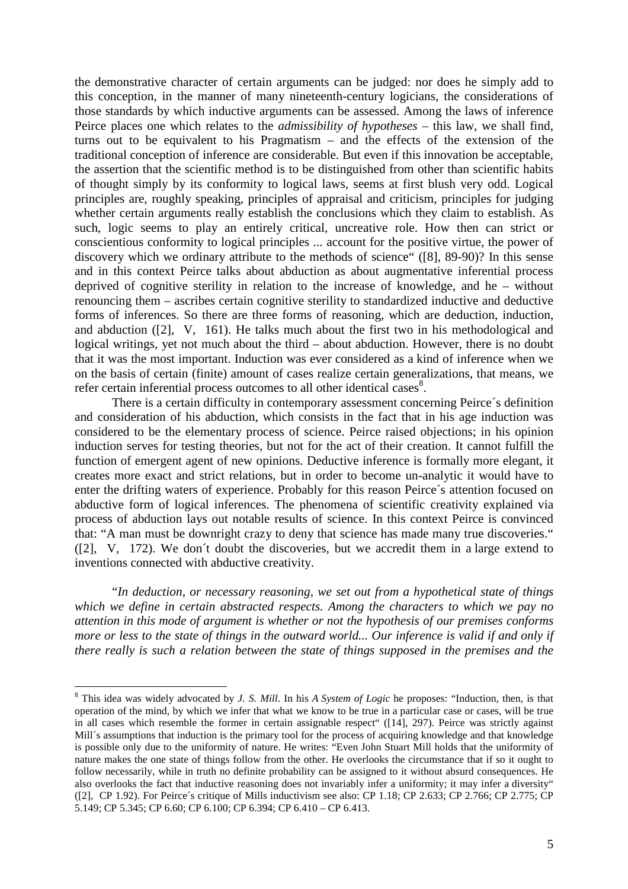the demonstrative character of certain arguments can be judged: nor does he simply add to this conception, in the manner of many nineteenth-century logicians, the considerations of those standards by which inductive arguments can be assessed. Among the laws of inference Peirce places one which relates to the *admissibility of hypotheses* – this law, we shall find, turns out to be equivalent to his Pragmatism – and the effects of the extension of the traditional conception of inference are considerable. But even if this innovation be acceptable, the assertion that the scientific method is to be distinguished from other than scientific habits of thought simply by its conformity to logical laws, seems at first blush very odd. Logical principles are, roughly speaking, principles of appraisal and criticism, principles for judging whether certain arguments really establish the conclusions which they claim to establish. As such, logic seems to play an entirely critical, uncreative role. How then can strict or conscientious conformity to logical principles ... account for the positive virtue, the power of discovery which we ordinary attribute to the methods of science" ([8], 89-90)? In this sense and in this context Peirce talks about abduction as about augmentative inferential process deprived of cognitive sterility in relation to the increase of knowledge, and he – without renouncing them – ascribes certain cognitive sterility to standardized inductive and deductive forms of inferences. So there are three forms of reasoning, which are deduction, induction, and abduction ([2], V, 161). He talks much about the first two in his methodological and logical writings, yet not much about the third – about abduction. However, there is no doubt that it was the most important. Induction was ever considered as a kind of inference when we on the basis of certain (finite) amount of cases realize certain generalizations, that means, we refer certain inferential process outcomes to all other identical cases[8].

There is a certain difficulty in contemporary assessment concerning Peirce´s definition and consideration of his abduction, which consists in the fact that in his age induction was considered to be the elementary process of science. Peirce raised objections; in his opinion induction serves for testing theories, but not for the act of their creation. It cannot fulfill the function of emergent agent of new opinions. Deductive inference is formally more elegant, it creates more exact and strict relations, but in order to become un-analytic it would have to enter the drifting waters of experience. Probably for this reason Peirce´s attention focused on abductive form of logical inferences. The phenomena of scientific creativity explained via process of abduction lays out notable results of science. In this context Peirce is convinced that: "A man must be downright crazy to deny that science has made many true discoveries." ([2], V, 172). We don´t doubt the discoveries, but we accredit them in a large extend to inventions connected with abductive creativity.

"*In deduction, or necessary reasoning, we set out from a hypothetical state of things which we define in certain abstracted respects. Among the characters to which we pay no attention in this mode of argument is whether or not the hypothesis of our premises conforms more or less to the state of things in the outward world... Our inference is valid if and only if there really is such a relation between the state of things supposed in the premises and the*

---

[8] This idea was widely advocated by *J. S. Mill*. In his *A System of Logic* he proposes: "Induction, then, is that operation of the mind, by which we infer that what we know to be true in a particular case or cases, will be true in all cases which resemble the former in certain assignable respect" ([14], 297). Peirce was strictly against Mill´s assumptions that induction is the primary tool for the process of acquiring knowledge and that knowledge is possible only due to the uniformity of nature. He writes: "Even John Stuart Mill holds that the uniformity of nature makes the one state of things follow from the other. He overlooks the circumstance that if so it ought to follow necessarily, while in truth no definite probability can be assigned to it without absurd consequences. He also overlooks the fact that inductive reasoning does not invariably infer a uniformity; it may infer a diversity" ([2], CP 1.92). For Peirce´s critique of Mills inductivism see also: CP 1.18; CP 2.633; CP 2.766; CP 2.775; CP 5.149; CP 5.345; CP 6.60; CP 6.100; CP 6.394; CP 6.410 – CP 6.413.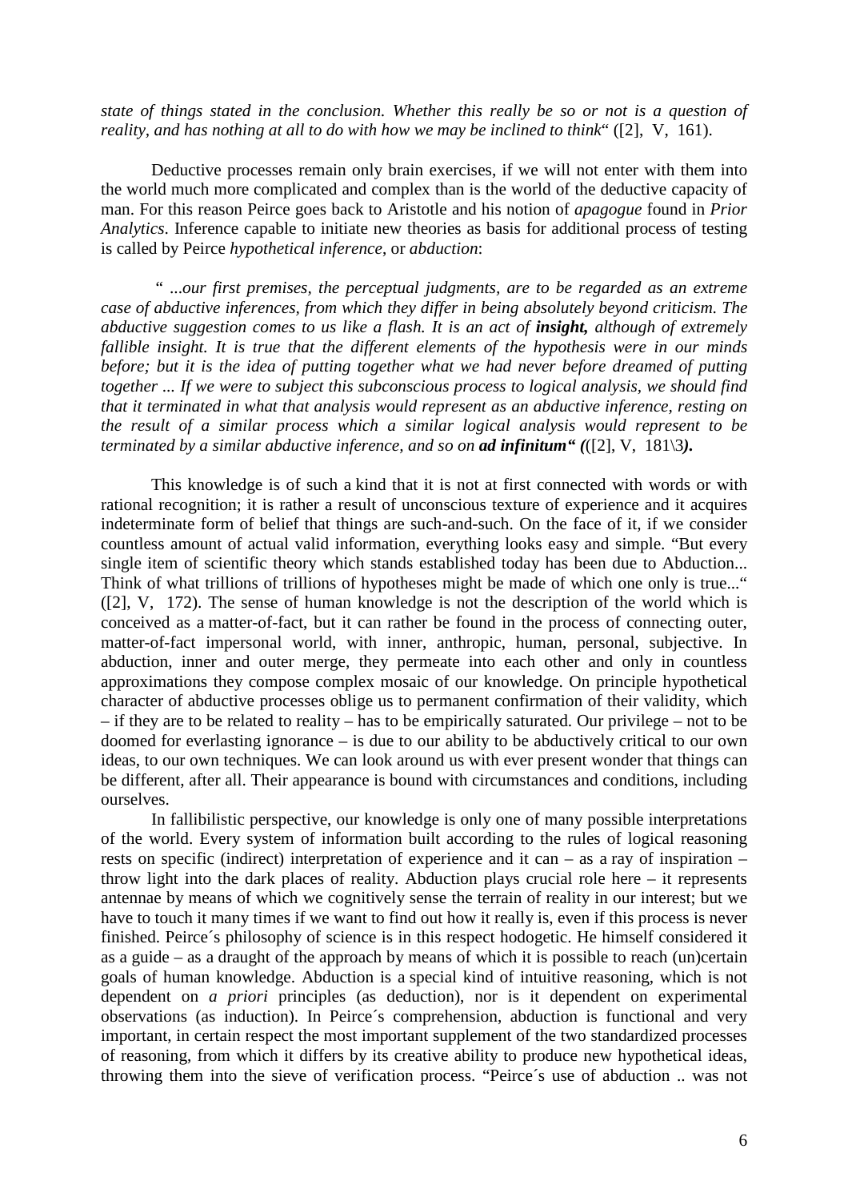*state of things stated in the conclusion. Whether this really be so or not is a question of reality, and has nothing at all to do with how we may be inclined to think*“ ([2], V, 161).

Deductive processes remain only brain exercises, if we will not enter with them into the world much more complicated and complex than is the world of the deductive capacity of man. For this reason Peirce goes back to Aristotle and his notion of *apagogue* found in *Prior Analytics*. Inference capable to initiate new theories as basis for additional process of testing is called by Peirce *hypothetical inference*, or *abduction*:

*“ ...our first premises, the perceptual judgments, are to be regarded as an extreme case of abductive inferences, from which they differ in being absolutely beyond criticism. The abductive suggestion comes to us like a flash. It is an act of **insight,** although of extremely fallible insight. It is true that the different elements of the hypothesis were in our minds before; but it is the idea of putting together what we had never before dreamed of putting together ... If we were to subject this subconscious process to logical analysis, we should find that it terminated in what that analysis would represent as an abductive inference, resting on the result of a similar process which a similar logical analysis would represent to be terminated by a similar abductive inference, and so on **ad infinitum“ (**([2], V, 181\3**).***

This knowledge is of such a kind that it is not at first connected with words or with rational recognition; it is rather a result of unconscious texture of experience and it acquires indeterminate form of belief that things are such-and-such. On the face of it, if we consider countless amount of actual valid information, everything looks easy and simple. “But every single item of scientific theory which stands established today has been due to Abduction... Think of what trillions of trillions of hypotheses might be made of which one only is true...“ ([2], V, 172). The sense of human knowledge is not the description of the world which is conceived as a matter-of-fact, but it can rather be found in the process of connecting outer, matter-of-fact impersonal world, with inner, anthropic, human, personal, subjective. In abduction, inner and outer merge, they permeate into each other and only in countless approximations they compose complex mosaic of our knowledge. On principle hypothetical character of abductive processes oblige us to permanent confirmation of their validity, which – if they are to be related to reality – has to be empirically saturated. Our privilege – not to be doomed for everlasting ignorance – is due to our ability to be abductively critical to our own ideas, to our own techniques. We can look around us with ever present wonder that things can be different, after all. Their appearance is bound with circumstances and conditions, including ourselves.

In fallibilistic perspective, our knowledge is only one of many possible interpretations of the world. Every system of information built according to the rules of logical reasoning rests on specific (indirect) interpretation of experience and it can – as a ray of inspiration – throw light into the dark places of reality. Abduction plays crucial role here – it represents antennae by means of which we cognitively sense the terrain of reality in our interest; but we have to touch it many times if we want to find out how it really is, even if this process is never finished. Peirce´s philosophy of science is in this respect hodogetic. He himself considered it as a guide – as a draught of the approach by means of which it is possible to reach (un)certain goals of human knowledge. Abduction is a special kind of intuitive reasoning, which is not dependent on *a priori* principles (as deduction), nor is it dependent on experimental observations (as induction). In Peirce´s comprehension, abduction is functional and very important, in certain respect the most important supplement of the two standardized processes of reasoning, from which it differs by its creative ability to produce new hypothetical ideas, throwing them into the sieve of verification process. “Peirce´s use of abduction .. was not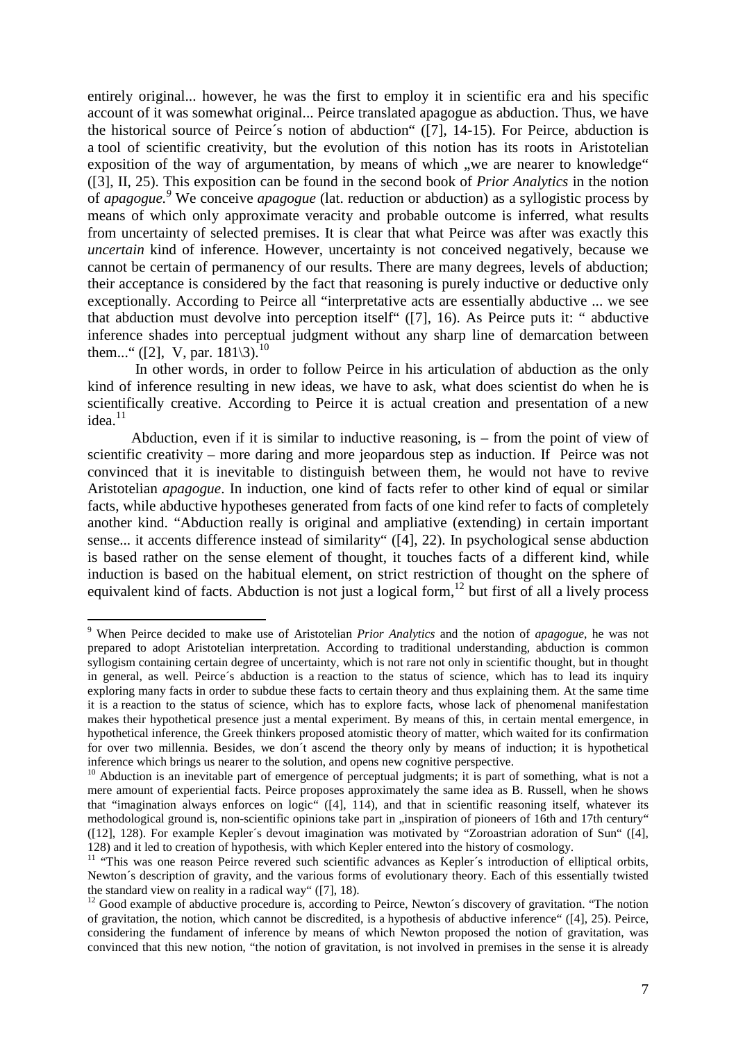entirely original... however, he was the first to employ it in scientific era and his specific account of it was somewhat original... Peirce translated apagogue as abduction. Thus, we have the historical source of Peirce´s notion of abduction" ([7], 14-15). For Peirce, abduction is a tool of scientific creativity, but the evolution of this notion has its roots in Aristotelian exposition of the way of argumentation, by means of which „we are nearer to knowledge" ([3], II, 25). This exposition can be found in the second book of *Prior Analytics* in the notion of *apagogue.*[9] We conceive *apagogue* (lat. reduction or abduction) as a syllogistic process by means of which only approximate veracity and probable outcome is inferred, what results from uncertainty of selected premises. It is clear that what Peirce was after was exactly this *uncertain* kind of inference. However, uncertainty is not conceived negatively, because we cannot be certain of permanency of our results. There are many degrees, levels of abduction; their acceptance is considered by the fact that reasoning is purely inductive or deductive only exceptionally. According to Peirce all "interpretative acts are essentially abductive ... we see that abduction must devolve into perception itself" ([7], 16). As Peirce puts it: " abductive inference shades into perceptual judgment without any sharp line of demarcation between them..." ([2], V, par. 181\3).[10]

In other words, in order to follow Peirce in his articulation of abduction as the only kind of inference resulting in new ideas, we have to ask, what does scientist do when he is scientifically creative. According to Peirce it is actual creation and presentation of a new idea.[11]

Abduction, even if it is similar to inductive reasoning, is – from the point of view of scientific creativity – more daring and more jeopardous step as induction. If Peirce was not convinced that it is inevitable to distinguish between them, he would not have to revive Aristotelian *apagogue*. In induction, one kind of facts refer to other kind of equal or similar facts, while abductive hypotheses generated from facts of one kind refer to facts of completely another kind. "Abduction really is original and ampliative (extending) in certain important sense... it accents difference instead of similarity" ([4], 22). In psychological sense abduction is based rather on the sense element of thought, it touches facts of a different kind, while induction is based on the habitual element, on strict restriction of thought on the sphere of equivalent kind of facts. Abduction is not just a logical form,[12] but first of all a lively process

---

[9] When Peirce decided to make use of Aristotelian *Prior Analytics* and the notion of *apagogue*, he was not prepared to adopt Aristotelian interpretation. According to traditional understanding, abduction is common syllogism containing certain degree of uncertainty, which is not rare not only in scientific thought, but in thought in general, as well. Peirce´s abduction is a reaction to the status of science, which has to lead its inquiry exploring many facts in order to subdue these facts to certain theory and thus explaining them. At the same time it is a reaction to the status of science, which has to explore facts, whose lack of phenomenal manifestation makes their hypothetical presence just a mental experiment. By means of this, in certain mental emergence, in hypothetical inference, the Greek thinkers proposed atomistic theory of matter, which waited for its confirmation for over two millennia. Besides, we don´t ascend the theory only by means of induction; it is hypothetical inference which brings us nearer to the solution, and opens new cognitive perspective.

[10] Abduction is an inevitable part of emergence of perceptual judgments; it is part of something, what is not a mere amount of experiential facts. Peirce proposes approximately the same idea as B. Russell, when he shows that "imagination always enforces on logic" ([4], 114), and that in scientific reasoning itself, whatever its methodological ground is, non-scientific opinions take part in „inspiration of pioneers of 16th and 17th century" ([12], 128). For example Kepler´s devout imagination was motivated by "Zoroastrian adoration of Sun" ([4], 128) and it led to creation of hypothesis, with which Kepler entered into the history of cosmology.

[11] "This was one reason Peirce revered such scientific advances as Kepler´s introduction of elliptical orbits, Newton´s description of gravity, and the various forms of evolutionary theory. Each of this essentially twisted the standard view on reality in a radical way" ([7], 18).

[12] Good example of abductive procedure is, according to Peirce, Newton´s discovery of gravitation. "The notion of gravitation, the notion, which cannot be discredited, is a hypothesis of abductive inference" ([4], 25). Peirce, considering the fundament of inference by means of which Newton proposed the notion of gravitation, was convinced that this new notion, "the notion of gravitation, is not involved in premises in the sense it is already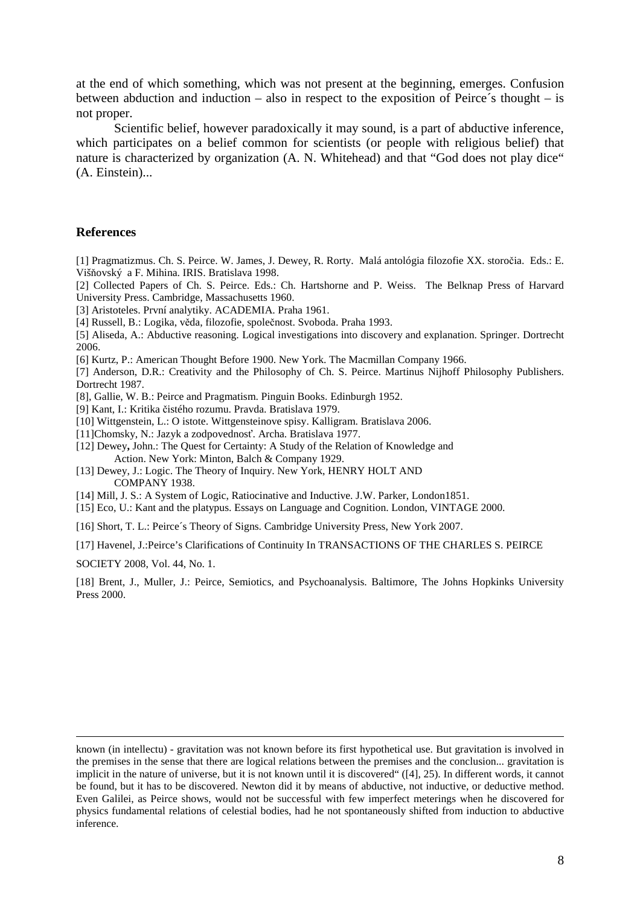at the end of which something, which was not present at the beginning, emerges. Confusion between abduction and induction – also in respect to the exposition of Peirce´s thought – is not proper.

Scientific belief, however paradoxically it may sound, is a part of abductive inference, which participates on a belief common for scientists (or people with religious belief) that nature is characterized by organization (A. N. Whitehead) and that "God does not play dice" (A. Einstein)...

**References**

[1] Pragmatizmus. Ch. S. Peirce. W. James, J. Dewey, R. Rorty. Malá antológia filozofie XX. storočia. Eds.: E. Višňovský a F. Mihina. IRIS. Bratislava 1998.

[2] Collected Papers of Ch. S. Peirce. Eds.: Ch. Hartshorne and P. Weiss. The Belknap Press of Harvard University Press. Cambridge, Massachusetts 1960.

[3] Aristoteles. První analytiky. ACADEMIA. Praha 1961.

[4] Russell, B.: Logika, věda, filozofie, společnost. Svoboda. Praha 1993.

[5] Aliseda, A.: Abductive reasoning. Logical investigations into discovery and explanation. Springer. Dortrecht 2006.

[6] Kurtz, P.: American Thought Before 1900. New York. The Macmillan Company 1966.

[7] Anderson, D.R.: Creativity and the Philosophy of Ch. S. Peirce. Martinus Nijhoff Philosophy Publishers. Dortrecht 1987.

[8], Gallie, W. B.: Peirce and Pragmatism. Pinguin Books. Edinburgh 1952.

[9] Kant, I.: Kritika čistého rozumu. Pravda. Bratislava 1979.

[10] Wittgenstein, L.: O istote. Wittgensteinove spisy. Kalligram. Bratislava 2006.

[11]Chomsky, N.: Jazyk a zodpovednosť. Archa. Bratislava 1977.

[12] Dewey**,** John.: The Quest for Certainty: A Study of the Relation of Knowledge and Action. New York: Minton, Balch & Company 1929.

[13] Dewey, J.: Logic. The Theory of Inquiry. New York, HENRY HOLT AND COMPANY 1938.

[14] Mill, J. S.: A System of Logic, Ratiocinative and Inductive. J.W. Parker, London1851.

[15] Eco, U.: Kant and the platypus. Essays on Language and Cognition. London, VINTAGE 2000.

[16] Short, T. L.: Peirce´s Theory of Signs. Cambridge University Press, New York 2007.

[17] Havenel, J.:Peirce's Clarifications of Continuity In TRANSACTIONS OF THE CHARLES S. PEIRCE SOCIETY 2008, Vol. 44, No. 1.

[18] Brent, J., Muller, J.: Peirce, Semiotics, and Psychoanalysis. Baltimore, The Johns Hopkinks University Press 2000.

---

known (in intellectu) - gravitation was not known before its first hypothetical use. But gravitation is involved in the premises in the sense that there are logical relations between the premises and the conclusion... gravitation is implicit in the nature of universe, but it is not known until it is discovered" ([4], 25). In different words, it cannot be found, but it has to be discovered. Newton did it by means of abductive, not inductive, or deductive method. Even Galilei, as Peirce shows, would not be successful with few imperfect meterings when he discovered for physics fundamental relations of celestial bodies, had he not spontaneously shifted from induction to abductive inference.